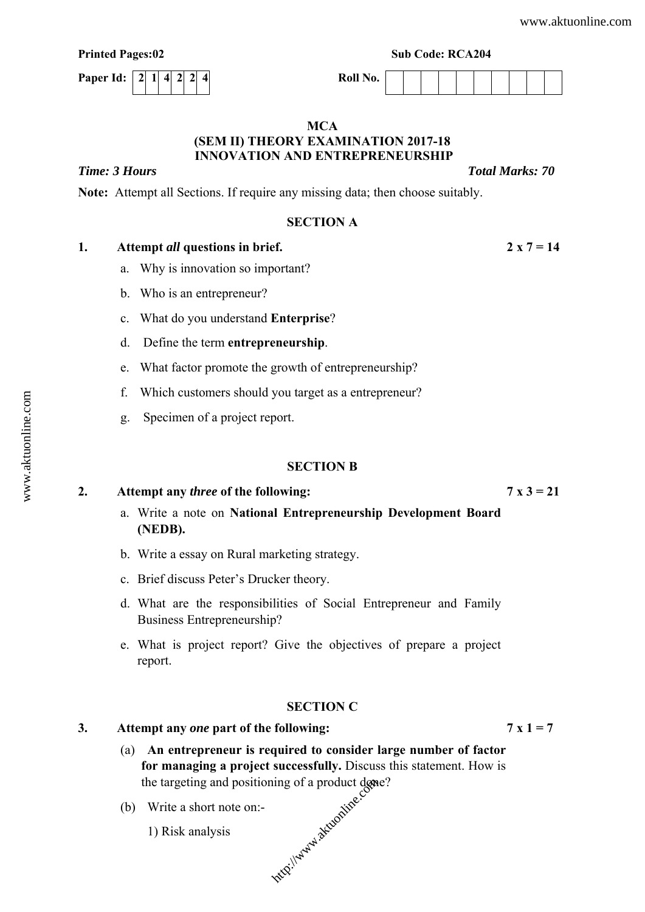**Printed Pages:02** **Sub Code: RCA204**

**Paper Id:** | 2 | 1 | 4 | 2 | 2 | 4 | **Roll No.** | | | | | | | | | | |

**MCA**

**(SEM II) THEORY EXAMINATION 2017-18**

**INNOVATION AND ENTREPRENEURSHIP**

***Time: 3 Hours*** ***Total Marks: 70***

**Note:** Attempt all Sections. If require any missing data; then choose suitably.

## SECTION A

**1. Attempt *all* questions in brief.** **2 x 7 = 14**

a. Why is innovation so important?

b. Who is an entrepreneur?

c. What do you understand **Enterprise**?

d. Define the term **entrepreneurship**.

e. What factor promote the growth of entrepreneurship?

f. Which customers should you target as a entrepreneur?

g. Specimen of a project report.

## SECTION B

**2. Attempt any *three* of the following:** **7 x 3 = 21**

a. Write a note on **National Entrepreneurship Development Board (NEDB).**

b. Write a essay on Rural marketing strategy.

c. Brief discuss Peter's Drucker theory.

d. What are the responsibilities of Social Entrepreneur and Family Business Entrepreneurship?

e. What is project report? Give the objectives of prepare a project report.

## SECTION C

**3. Attempt any *one* part of the following:** **7 x 1 = 7**

(a) **An entrepreneur is required to consider large number of factor for managing a project successfully.** Discuss this statement. How is the targeting and positioning of a product done?

(b) Write a short note on:-

1) Risk analysis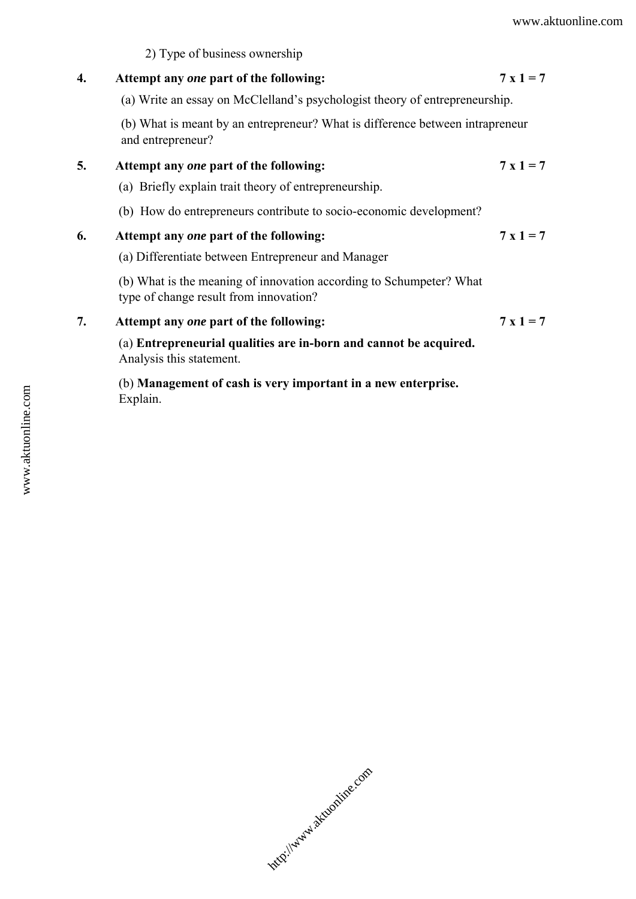2) Type of business ownership

**4. Attempt any *one* part of the following: 7 x 1 = 7**

(a) Write an essay on McClelland's psychologist theory of entrepreneurship.

(b) What is meant by an entrepreneur? What is difference between intrapreneur and entrepreneur?

**5. Attempt any *one* part of the following: 7 x 1 = 7**

(a) Briefly explain trait theory of entrepreneurship.

(b) How do entrepreneurs contribute to socio-economic development?

**6. Attempt any *one* part of the following: 7 x 1 = 7**

(a) Differentiate between Entrepreneur and Manager

(b) What is the meaning of innovation according to Schumpeter? What type of change result from innovation?

**7. Attempt any *one* part of the following: 7 x 1 = 7**

(a) **Entrepreneurial qualities are in-born and cannot be acquired.** Analysis this statement.

(b) **Management of cash is very important in a new enterprise.** Explain.